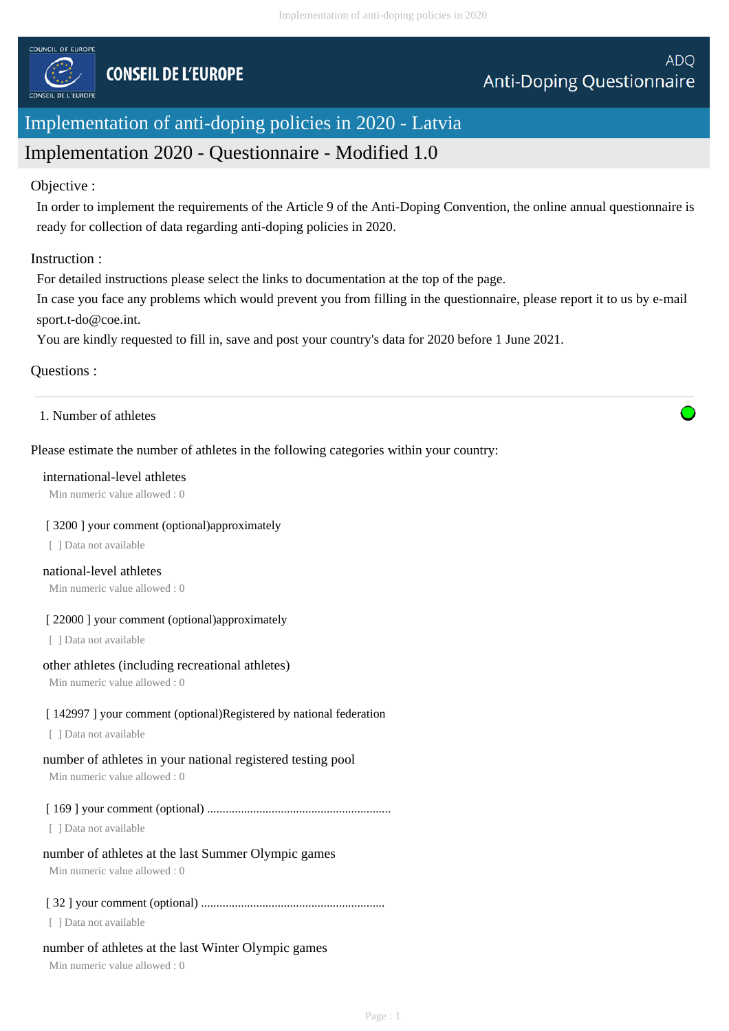COUNCIL OF EUROPE

CONSEIL DE L'EUROPE

ADQ
Anti-Doping Questionnaire

# Implementation of anti-doping policies in 2020 - Latvia

## Implementation 2020 - Questionnaire - Modified 1.0

Objective :

In order to implement the requirements of the Article 9 of the Anti-Doping Convention, the online annual questionnaire is ready for collection of data regarding anti-doping policies in 2020.

Instruction :

For detailed instructions please select the links to documentation at the top of the page.
In case you face any problems which would prevent you from filling in the questionnaire, please report it to us by e-mail sport.t-do@coe.int.
You are kindly requested to fill in, save and post your country's data for 2020 before 1 June 2021.

Questions :

---

1. Number of athletes

Please estimate the number of athletes in the following categories within your country:

international-level athletes
Min numeric value allowed : 0

[ 3200 ] your comment (optional)approximately
[ ] Data not available

national-level athletes
Min numeric value allowed : 0

[ 22000 ] your comment (optional)approximately
[ ] Data not available

other athletes (including recreational athletes)
Min numeric value allowed : 0

[ 142997 ] your comment (optional)Registered by national federation
[ ] Data not available

number of athletes in your national registered testing pool
Min numeric value allowed : 0

[ 169 ] your comment (optional) ............................................................
[ ] Data not available

number of athletes at the last Summer Olympic games
Min numeric value allowed : 0

[ 32 ] your comment (optional) ............................................................
[ ] Data not available

number of athletes at the last Winter Olympic games
Min numeric value allowed : 0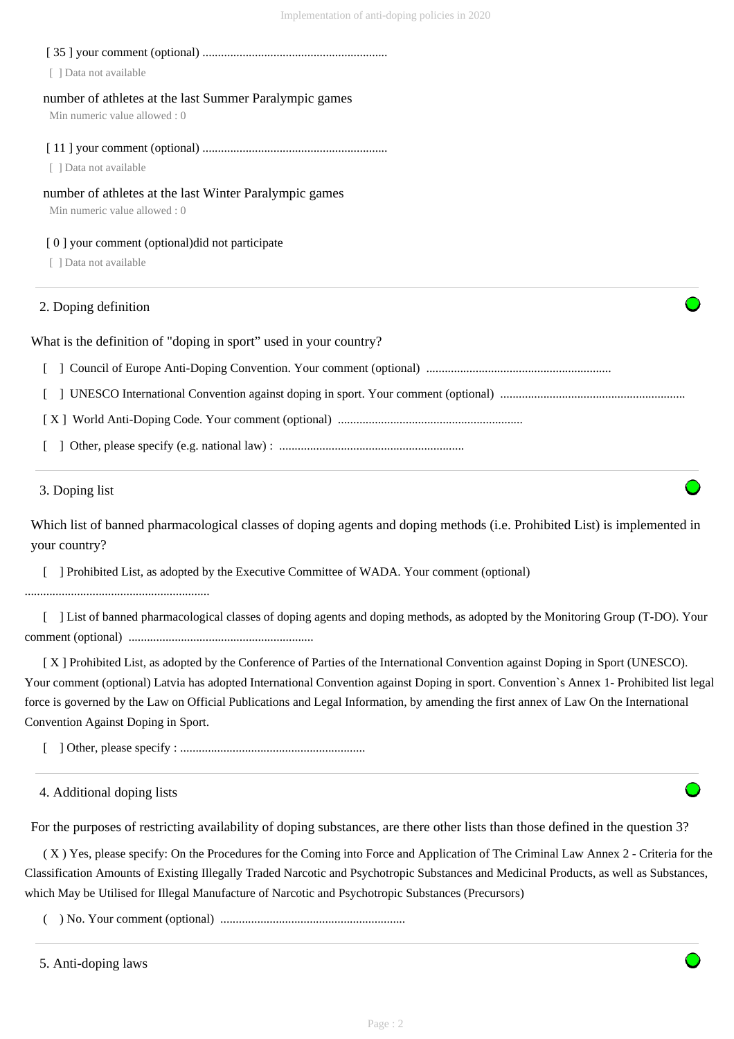[ 35 ] your comment (optional) ............................................................

[ ] Data not available

number of athletes at the last Summer Paralympic games

Min numeric value allowed : 0

[ 11 ] your comment (optional) ............................................................

[ ] Data not available

number of athletes at the last Winter Paralympic games

Min numeric value allowed : 0

[ 0 ] your comment (optional)did not participate

[ ] Data not available

## 2. Doping definition

What is the definition of "doping in sport" used in your country?

[ ] Council of Europe Anti-Doping Convention. Your comment (optional) ............................................................

[ ] UNESCO International Convention against doping in sport. Your comment (optional) ............................................................

[ X ] World Anti-Doping Code. Your comment (optional) ............................................................

[ ] Other, please specify (e.g. national law) : ............................................................

## 3. Doping list

Which list of banned pharmacological classes of doping agents and doping methods (i.e. Prohibited List) is implemented in your country?

[ ] Prohibited List, as adopted by the Executive Committee of WADA. Your comment (optional) ............................................................

[ ] List of banned pharmacological classes of doping agents and doping methods, as adopted by the Monitoring Group (T-DO). Your comment (optional) ............................................................

[ X ] Prohibited List, as adopted by the Conference of Parties of the International Convention against Doping in Sport (UNESCO). Your comment (optional) Latvia has adopted International Convention against Doping in sport. Convention`s Annex 1- Prohibited list legal force is governed by the Law on Official Publications and Legal Information, by amending the first annex of Law On the International Convention Against Doping in Sport.

[ ] Other, please specify : ............................................................

## 4. Additional doping lists

For the purposes of restricting availability of doping substances, are there other lists than those defined in the question 3?

( X ) Yes, please specify: On the Procedures for the Coming into Force and Application of The Criminal Law Annex 2 - Criteria for the Classification Amounts of Existing Illegally Traded Narcotic and Psychotropic Substances and Medicinal Products, as well as Substances, which May be Utilised for Illegal Manufacture of Narcotic and Psychotropic Substances (Precursors)

( ) No. Your comment (optional) ............................................................

## 5. Anti-doping laws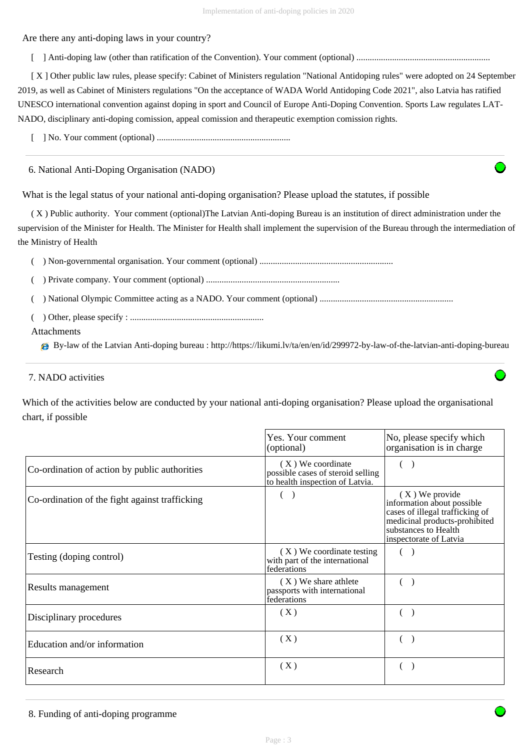Are there any anti-doping laws in your country?

[ ] Anti-doping law (other than ratification of the Convention). Your comment (optional) ...........................................................

[ X ] Other public law rules, please specify: Cabinet of Ministers regulation "National Antidoping rules" were adopted on 24 September 2019, as well as Cabinet of Ministers regulations "On the acceptance of WADA World Antidoping Code 2021", also Latvia has ratified UNESCO international convention against doping in sport and Council of Europe Anti-Doping Convention. Sports Law regulates LAT-NADO, disciplinary anti-doping comission, appeal comission and therapeutic exemption comission rights.

[ ] No. Your comment (optional) ...........................................................

## 6. National Anti-Doping Organisation (NADO)

What is the legal status of your national anti-doping organisation? Please upload the statutes, if possible

( X ) Public authority. Your comment (optional)The Latvian Anti-doping Bureau is an institution of direct administration under the supervision of the Minister for Health. The Minister for Health shall implement the supervision of the Bureau through the intermediation of the Ministry of Health

( ) Non-governmental organisation. Your comment (optional) ...........................................................

( ) Private company. Your comment (optional) ...........................................................

( ) National Olympic Committee acting as a NADO. Your comment (optional) ...........................................................

( ) Other, please specify : ...........................................................

Attachments

- By-law of the Latvian Anti-doping bureau : http://https://likumi.lv/ta/en/en/id/299972-by-law-of-the-latvian-anti-doping-bureau

## 7. NADO activities

Which of the activities below are conducted by your national anti-doping organisation? Please upload the organisational chart, if possible

| | Yes. Your comment (optional) | No, please specify which organisation is in charge |
|---|---|---|
| Co-ordination of action by public authorities | ( X ) We coordinate possible cases of steroid selling to health inspection of Latvia. | ( ) |
| Co-ordination of the fight against trafficking | ( ) | ( X ) We provide information about possible cases of illegal trafficking of medicinal products-prohibited substances to Health inspectorate of Latvia |
| Testing (doping control) | ( X ) We coordinate testing with part of the international federations | ( ) |
| Results management | ( X ) We share athlete passports with international federations | ( ) |
| Disciplinary procedures | ( X ) | ( ) |
| Education and/or information | ( X ) | ( ) |
| Research | ( X ) | ( ) |

## 8. Funding of anti-doping programme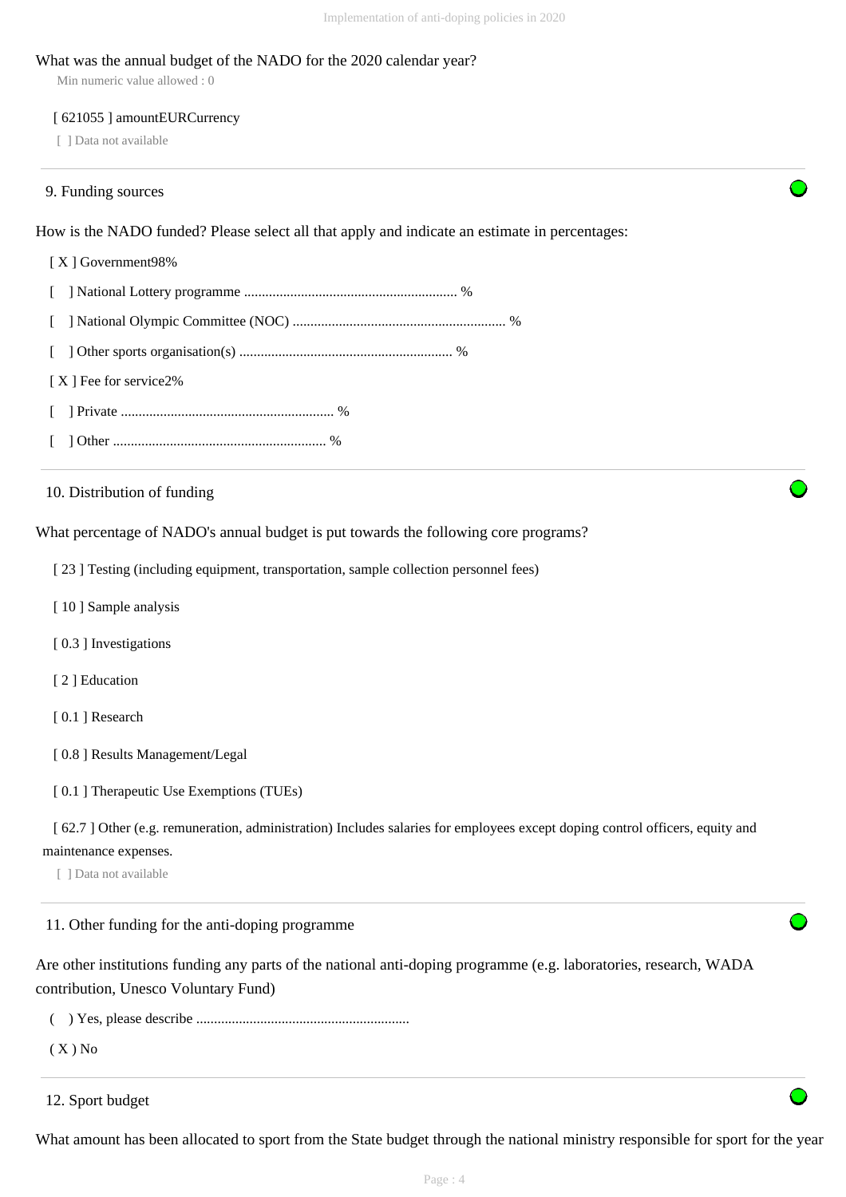What was the annual budget of the NADO for the 2020 calendar year?

Min numeric value allowed : 0

[ 621055 ] amountEURCurrency

[ ] Data not available

## 9. Funding sources

How is the NADO funded? Please select all that apply and indicate an estimate in percentages:

[ X ] Government98%

[ ] National Lottery programme ............................................................ %

[ ] National Olympic Committee (NOC) ............................................................ %

[ ] Other sports organisation(s) ............................................................ %

[ X ] Fee for service2%

[ ] Private ............................................................ %

[ ] Other ............................................................ %

## 10. Distribution of funding

What percentage of NADO's annual budget is put towards the following core programs?

[ 23 ] Testing (including equipment, transportation, sample collection personnel fees)

[ 10 ] Sample analysis

[ 0.3 ] Investigations

[ 2 ] Education

[ 0.1 ] Research

[ 0.8 ] Results Management/Legal

[ 0.1 ] Therapeutic Use Exemptions (TUEs)

[ 62.7 ] Other (e.g. remuneration, administration) Includes salaries for employees except doping control officers, equity and maintenance expenses.

[ ] Data not available

## 11. Other funding for the anti-doping programme

Are other institutions funding any parts of the national anti-doping programme (e.g. laboratories, research, WADA contribution, Unesco Voluntary Fund)

( ) Yes, please describe ............................................................

( X ) No

## 12. Sport budget

What amount has been allocated to sport from the State budget through the national ministry responsible for sport for the year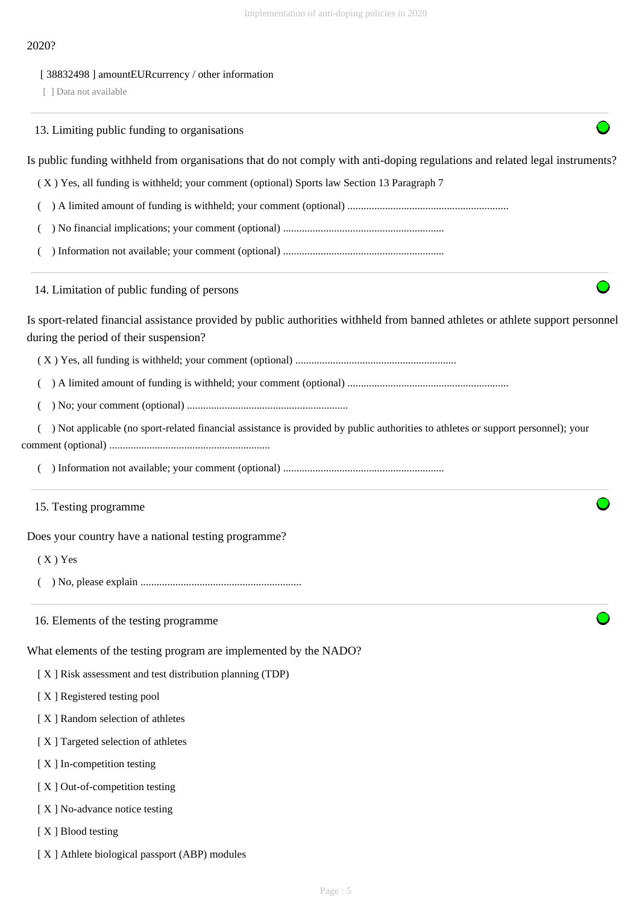2020?

[ 38832498 ] amountEURcurrency / other information

[ ] Data not available

---

13. Limiting public funding to organisations

Is public funding withheld from organisations that do not comply with anti-doping regulations and related legal instruments?

( X ) Yes, all funding is withheld; your comment (optional) Sports law Section 13 Paragraph 7

(   ) A limited amount of funding is withheld; your comment (optional) ............................................................

(   ) No financial implications; your comment (optional) ............................................................

(   ) Information not available; your comment (optional) ............................................................

---

14. Limitation of public funding of persons

Is sport-related financial assistance provided by public authorities withheld from banned athletes or athlete support personnel during the period of their suspension?

( X ) Yes, all funding is withheld; your comment (optional) ............................................................

(   ) A limited amount of funding is withheld; your comment (optional) ............................................................

(   ) No; your comment (optional) ............................................................

(   ) Not applicable (no sport-related financial assistance is provided by public authorities to athletes or support personnel); your comment (optional) ............................................................

(   ) Information not available; your comment (optional) ............................................................

---

15. Testing programme

Does your country have a national testing programme?

( X ) Yes

(   ) No, please explain ............................................................

---

16. Elements of the testing programme

What elements of the testing program are implemented by the NADO?

[ X ] Risk assessment and test distribution planning (TDP)

[ X ] Registered testing pool

[ X ] Random selection of athletes

[ X ] Targeted selection of athletes

[ X ] In-competition testing

[ X ] Out-of-competition testing

[ X ] No-advance notice testing

[ X ] Blood testing

[ X ] Athlete biological passport (ABP) modules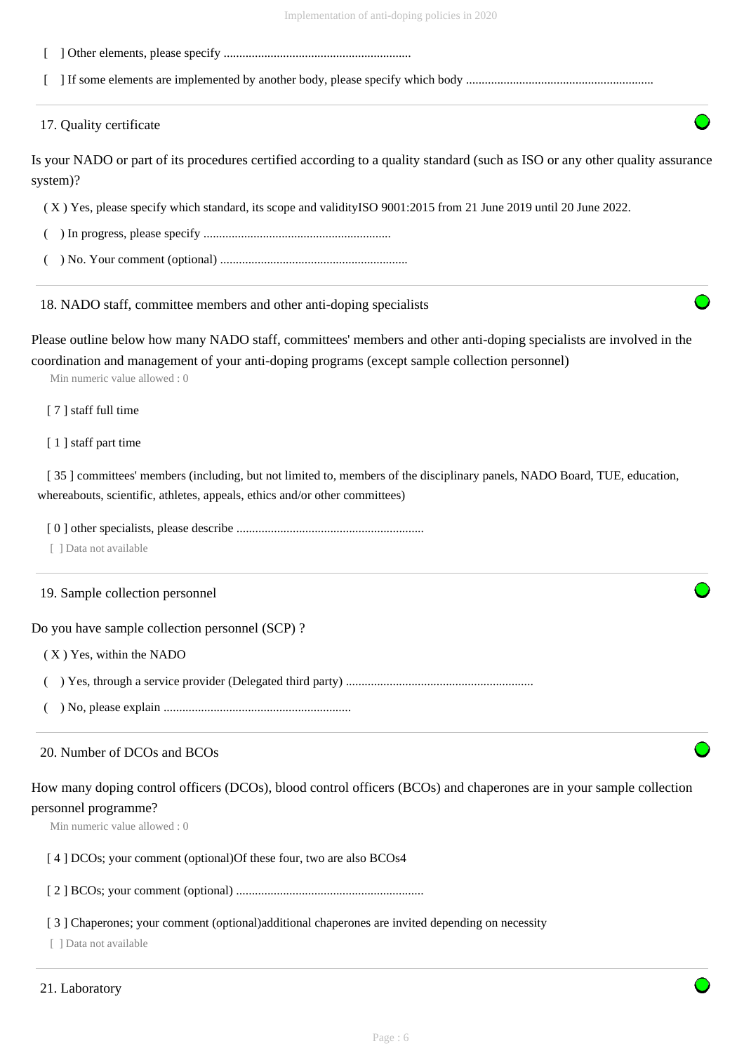[ ] Other elements, please specify ...........................................................

[ ] If some elements are implemented by another body, please specify which body ...........................................................

## 17. Quality certificate

Is your NADO or part of its procedures certified according to a quality standard (such as ISO or any other quality assurance system)?

( X ) Yes, please specify which standard, its scope and validityISO 9001:2015 from 21 June 2019 until 20 June 2022.

( ) In progress, please specify ...........................................................

( ) No. Your comment (optional) ...........................................................

## 18. NADO staff, committee members and other anti-doping specialists

Please outline below how many NADO staff, committees' members and other anti-doping specialists are involved in the coordination and management of your anti-doping programs (except sample collection personnel)

Min numeric value allowed : 0

[ 7 ] staff full time

[ 1 ] staff part time

[ 35 ] committees' members (including, but not limited to, members of the disciplinary panels, NADO Board, TUE, education, whereabouts, scientific, athletes, appeals, ethics and/or other committees)

[ 0 ] other specialists, please describe ...........................................................

[ ] Data not available

## 19. Sample collection personnel

Do you have sample collection personnel (SCP) ?

( X ) Yes, within the NADO

( ) Yes, through a service provider (Delegated third party) ...........................................................

( ) No, please explain ...........................................................

## 20. Number of DCOs and BCOs

How many doping control officers (DCOs), blood control officers (BCOs) and chaperones are in your sample collection personnel programme?

Min numeric value allowed : 0

[ 4 ] DCOs; your comment (optional)Of these four, two are also BCOs4

[ 2 ] BCOs; your comment (optional) ...........................................................

[ 3 ] Chaperones; your comment (optional)additional chaperones are invited depending on necessity

[ ] Data not available

## 21. Laboratory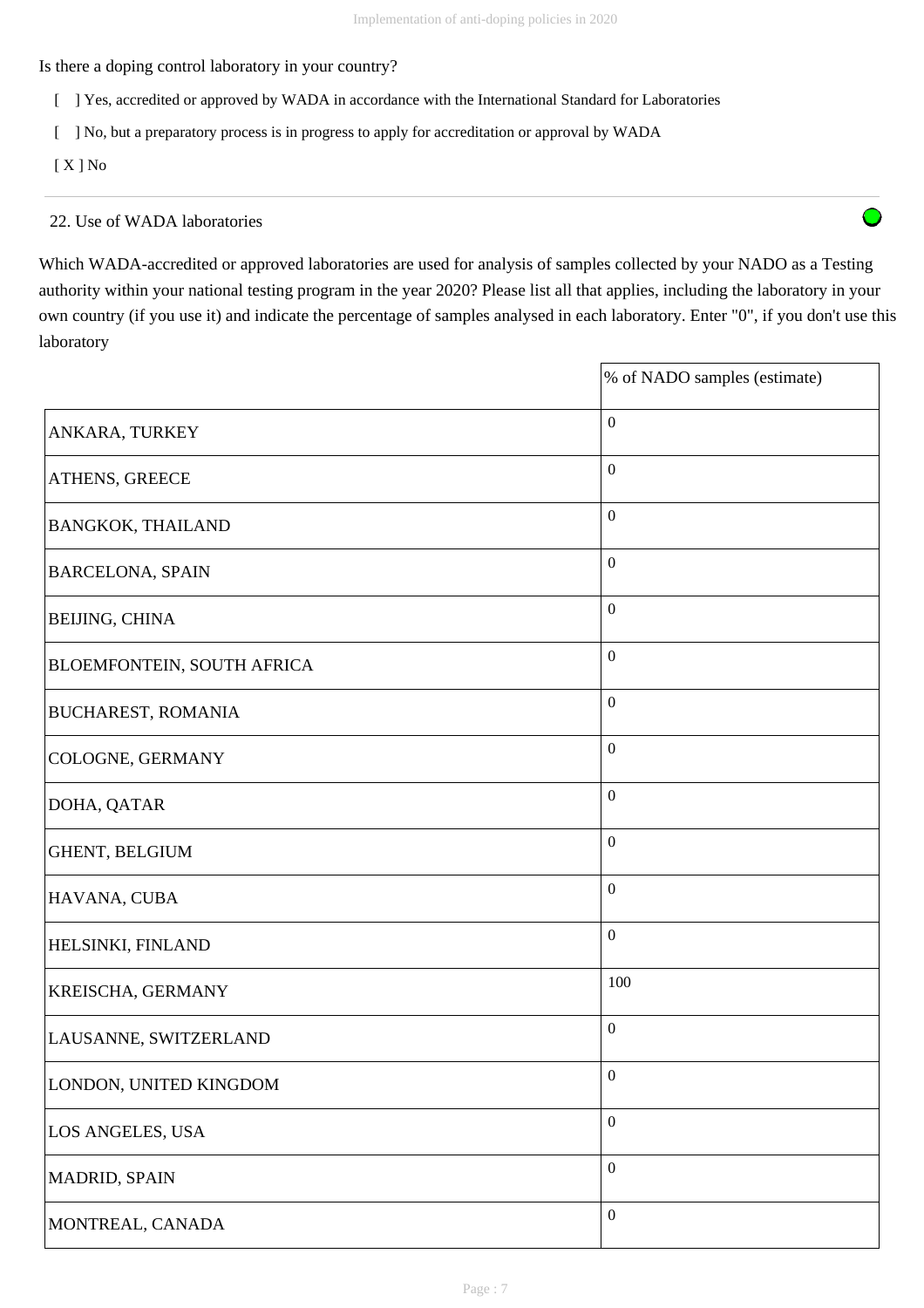Is there a doping control laboratory in your country?

[ ] Yes, accredited or approved by WADA in accordance with the International Standard for Laboratories

[ ] No, but a preparatory process is in progress to apply for accreditation or approval by WADA

[ X ] No

22. Use of WADA laboratories

Which WADA-accredited or approved laboratories are used for analysis of samples collected by your NADO as a Testing authority within your national testing program in the year 2020? Please list all that applies, including the laboratory in your own country (if you use it) and indicate the percentage of samples analysed in each laboratory. Enter "0", if you don't use this laboratory

| | % of NADO samples (estimate) |
|---|---|
| ANKARA, TURKEY | 0 |
| ATHENS, GREECE | 0 |
| BANGKOK, THAILAND | 0 |
| BARCELONA, SPAIN | 0 |
| BEIJING, CHINA | 0 |
| BLOEMFONTEIN, SOUTH AFRICA | 0 |
| BUCHAREST, ROMANIA | 0 |
| COLOGNE, GERMANY | 0 |
| DOHA, QATAR | 0 |
| GHENT, BELGIUM | 0 |
| HAVANA, CUBA | 0 |
| HELSINKI, FINLAND | 0 |
| KREISCHA, GERMANY | 100 |
| LAUSANNE, SWITZERLAND | 0 |
| LONDON, UNITED KINGDOM | 0 |
| LOS ANGELES, USA | 0 |
| MADRID, SPAIN | 0 |
| MONTREAL, CANADA | 0 |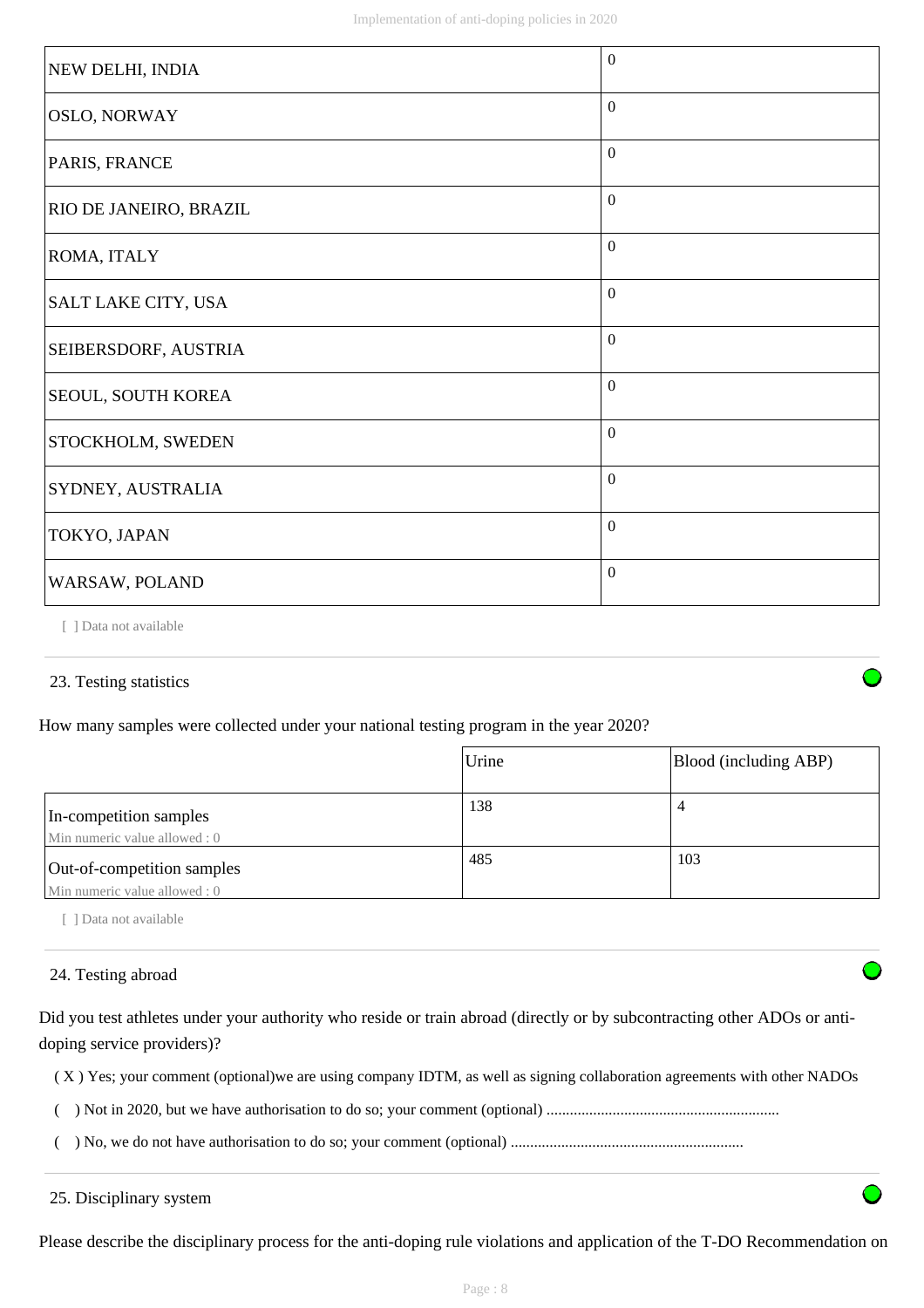| NEW DELHI, INDIA | 0 |
|---|---|
| OSLO, NORWAY | 0 |
| PARIS, FRANCE | 0 |
| RIO DE JANEIRO, BRAZIL | 0 |
| ROMA, ITALY | 0 |
| SALT LAKE CITY, USA | 0 |
| SEIBERSDORF, AUSTRIA | 0 |
| SEOUL, SOUTH KOREA | 0 |
| STOCKHOLM, SWEDEN | 0 |
| SYDNEY, AUSTRALIA | 0 |
| TOKYO, JAPAN | 0 |
| WARSAW, POLAND | 0 |

[ ] Data not available

23. Testing statistics

How many samples were collected under your national testing program in the year 2020?

| | Urine | Blood (including ABP) |
|---|---|---|
| In-competition samples<br>Min numeric value allowed : 0 | 138 | 4 |
| Out-of-competition samples<br>Min numeric value allowed : 0 | 485 | 103 |

[ ] Data not available

24. Testing abroad

Did you test athletes under your authority who reside or train abroad (directly or by subcontracting other ADOs or anti-doping service providers)?

( X ) Yes; your comment (optional)we are using company IDTM, as well as signing collaboration agreements with other NADOs

(  ) Not in 2020, but we have authorisation to do so; your comment (optional) ...........................................................

(  ) No, we do not have authorisation to do so; your comment (optional) ...........................................................

25. Disciplinary system

Please describe the disciplinary process for the anti-doping rule violations and application of the T-DO Recommendation on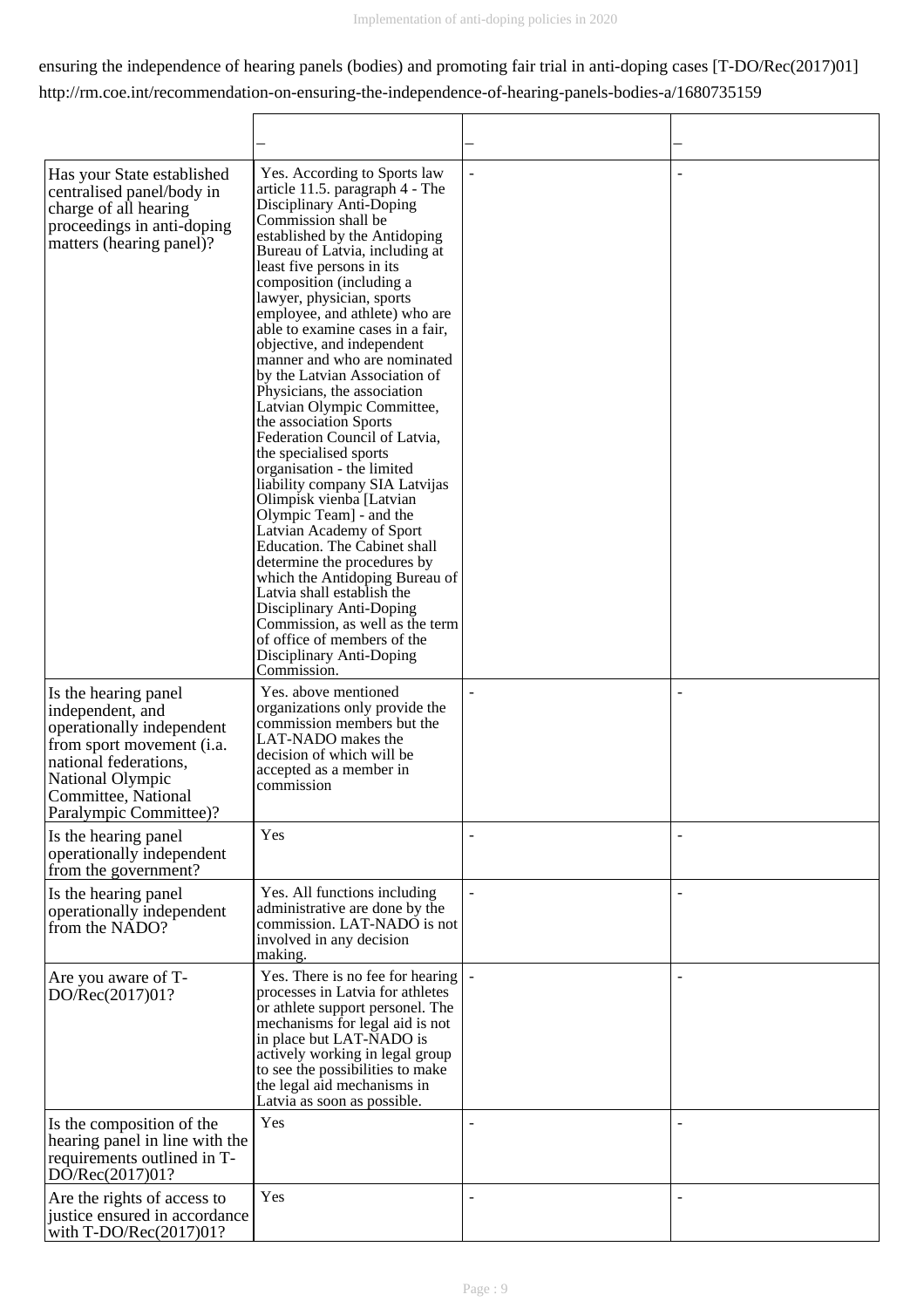ensuring the independence of hearing panels (bodies) and promoting fair trial in anti-doping cases [T-DO/Rec(2017)01]
http://rm.coe.int/recommendation-on-ensuring-the-independence-of-hearing-panels-bodies-a/1680735159

| | – | – | – |
|---|---|---|---|
| Has your State established centralised panel/body in charge of all hearing proceedings in anti-doping matters (hearing panel)? | Yes. According to Sports law article 11.5. paragraph 4 - The Disciplinary Anti-Doping Commission shall be established by the Antidoping Bureau of Latvia, including at least five persons in its composition (including a lawyer, physician, sports employee, and athlete) who are able to examine cases in a fair, objective, and independent manner and who are nominated by the Latvian Association of Physicians, the association Latvian Olympic Committee, the association Sports Federation Council of Latvia, the specialised sports organisation - the limited liability company SIA Latvijas Olimpisk vienba [Latvian Olympic Team] - and the Latvian Academy of Sport Education. The Cabinet shall determine the procedures by which the Antidoping Bureau of Latvia shall establish the Disciplinary Anti-Doping Commission, as well as the term of office of members of the Disciplinary Anti-Doping Commission. | - | - |
| Is the hearing panel independent, and operationally independent from sport movement (i.a. national federations, National Olympic Committee, National Paralympic Committee)? | Yes. above mentioned organizations only provide the commission members but the LAT-NADO makes the decision of which will be accepted as a member in commission | - | - |
| Is the hearing panel operationally independent from the government? | Yes | - | - |
| Is the hearing panel operationally independent from the NADO? | Yes. All functions including administrative are done by the commission. LAT-NADO is not involved in any decision making. | - | - |
| Are you aware of T-DO/Rec(2017)01? | Yes. There is no fee for hearing processes in Latvia for athletes or athlete support personel. The mechanisms for legal aid is not in place but LAT-NADO is actively working in legal group to see the possibilities to make the legal aid mechanisms in Latvia as soon as possible. | - | - |
| Is the composition of the hearing panel in line with the requirements outlined in T-DO/Rec(2017)01? | Yes | - | - |
| Are the rights of access to justice ensured in accordance with T-DO/Rec(2017)01? | Yes | - | - |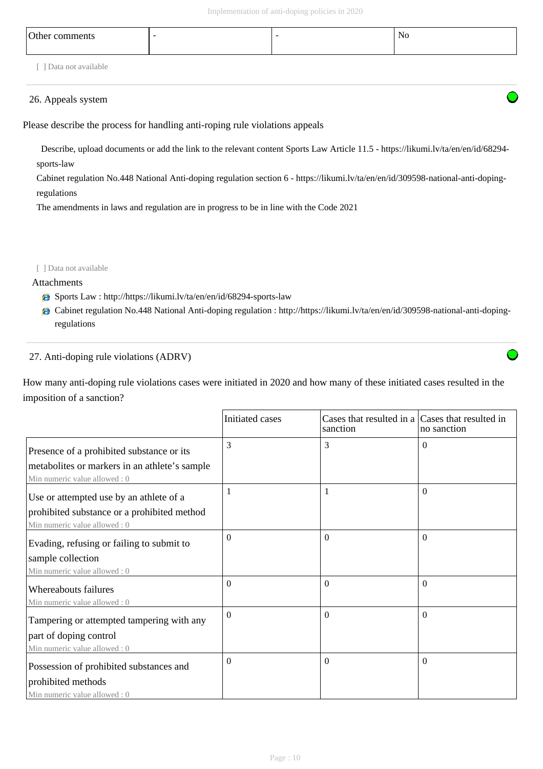| Other comments | - | - | No |
|---|---|---|---|

[ ] Data not available

## 26. Appeals system

Please describe the process for handling anti-roping rule violations appeals

Describe, upload documents or add the link to the relevant content Sports Law Article 11.5 - https://likumi.lv/ta/en/en/id/68294-sports-law

Cabinet regulation No.448 National Anti-doping regulation section 6 - https://likumi.lv/ta/en/en/id/309598-national-anti-doping-regulations

The amendments in laws and regulation are in progress to be in line with the Code 2021

[ ] Data not available

Attachments

- Sports Law : http://https://likumi.lv/ta/en/en/id/68294-sports-law
- Cabinet regulation No.448 National Anti-doping regulation : http://https://likumi.lv/ta/en/en/id/309598-national-anti-doping-regulations

## 27. Anti-doping rule violations (ADRV)

How many anti-doping rule violations cases were initiated in 2020 and how many of these initiated cases resulted in the imposition of a sanction?

| | Initiated cases | Cases that resulted in a sanction | Cases that resulted in no sanction |
|---|---|---|---|
| Presence of a prohibited substance or its metabolites or markers in an athlete's sample<br>Min numeric value allowed : 0 | 3 | 3 | 0 |
| Use or attempted use by an athlete of a prohibited substance or a prohibited method<br>Min numeric value allowed : 0 | 1 | 1 | 0 |
| Evading, refusing or failing to submit to sample collection<br>Min numeric value allowed : 0 | 0 | 0 | 0 |
| Whereabouts failures<br>Min numeric value allowed : 0 | 0 | 0 | 0 |
| Tampering or attempted tampering with any part of doping control<br>Min numeric value allowed : 0 | 0 | 0 | 0 |
| Possession of prohibited substances and prohibited methods<br>Min numeric value allowed : 0 | 0 | 0 | 0 |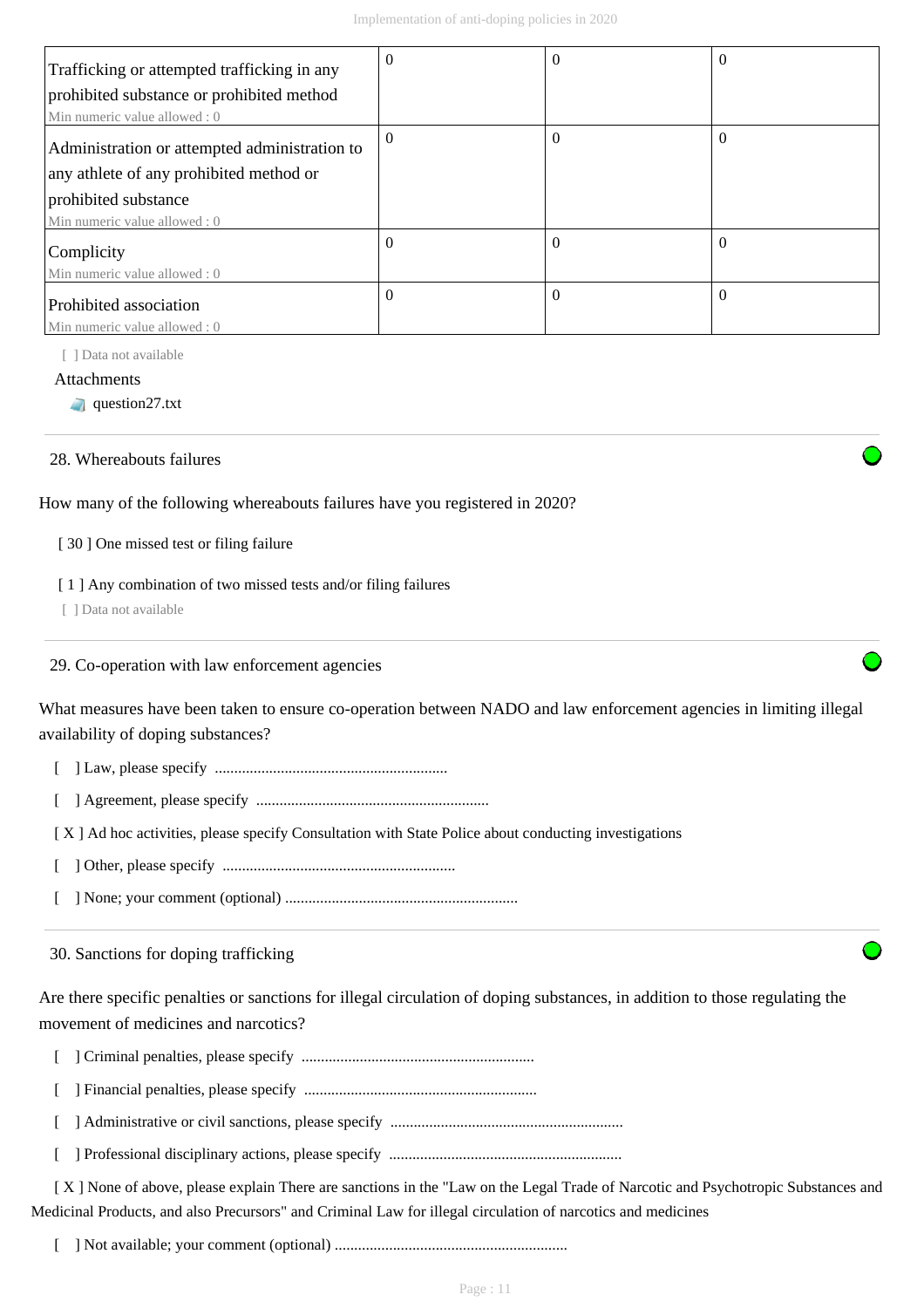| | | | |
|---|---|---|---|
| Trafficking or attempted trafficking in any prohibited substance or prohibited method<br>Min numeric value allowed : 0 | 0 | 0 | 0 |
| Administration or attempted administration to any athlete of any prohibited method or prohibited substance<br>Min numeric value allowed : 0 | 0 | 0 | 0 |
| Complicity<br>Min numeric value allowed : 0 | 0 | 0 | 0 |
| Prohibited association<br>Min numeric value allowed : 0 | 0 | 0 | 0 |

[ ] Data not available

Attachments

question27.txt

28. Whereabouts failures

How many of the following whereabouts failures have you registered in 2020?

[ 30 ] One missed test or filing failure

[ 1 ] Any combination of two missed tests and/or filing failures

[ ] Data not available

29. Co-operation with law enforcement agencies

What measures have been taken to ensure co-operation between NADO and law enforcement agencies in limiting illegal availability of doping substances?

[ ] Law, please specify ............................................................

[ ] Agreement, please specify ............................................................

[ X ] Ad hoc activities, please specify Consultation with State Police about conducting investigations

[ ] Other, please specify ............................................................

[ ] None; your comment (optional) ............................................................

30. Sanctions for doping trafficking

Are there specific penalties or sanctions for illegal circulation of doping substances, in addition to those regulating the movement of medicines and narcotics?

[ ] Criminal penalties, please specify ............................................................

[ ] Financial penalties, please specify ............................................................

[ ] Administrative or civil sanctions, please specify ............................................................

[ ] Professional disciplinary actions, please specify ............................................................

[ X ] None of above, please explain There are sanctions in the "Law on the Legal Trade of Narcotic and Psychotropic Substances and Medicinal Products, and also Precursors" and Criminal Law for illegal circulation of narcotics and medicines

[ ] Not available; your comment (optional) ............................................................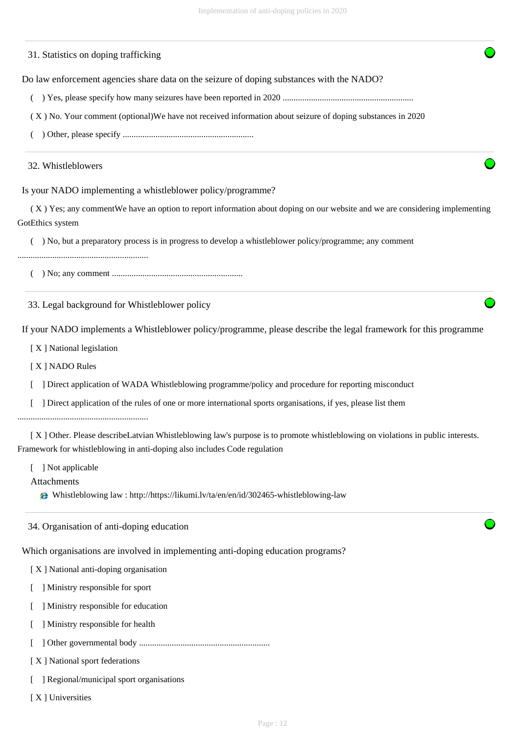## 31. Statistics on doping trafficking

Do law enforcement agencies share data on the seizure of doping substances with the NADO?

( ) Yes, please specify how many seizures have been reported in 2020 ...........................................................

( X ) No. Your comment (optional)We have not received information about seizure of doping substances in 2020

( ) Other, please specify ...........................................................

## 32. Whistleblowers

Is your NADO implementing a whistleblower policy/programme?

( X ) Yes; any commentWe have an option to report information about doping on our website and we are considering implementing GotEthics system

( ) No, but a preparatory process is in progress to develop a whistleblower policy/programme; any comment ...........................................................

( ) No; any comment ...........................................................

## 33. Legal background for Whistleblower policy

If your NADO implements a Whistleblower policy/programme, please describe the legal framework for this programme

[ X ] National legislation

[ X ] NADO Rules

[ ] Direct application of WADA Whistleblowing programme/policy and procedure for reporting misconduct

[ ] Direct application of the rules of one or more international sports organisations, if yes, please list them ...........................................................

[ X ] Other. Please describeLatvian Whistleblowing law's purpose is to promote whistleblowing on violations in public interests. Framework for whistleblowing in anti-doping also includes Code regulation

[ ] Not applicable

Attachments

- Whistleblowing law : http://https://likumi.lv/ta/en/en/id/302465-whistleblowing-law

## 34. Organisation of anti-doping education

Which organisations are involved in implementing anti-doping education programs?

[ X ] National anti-doping organisation

[ ] Ministry responsible for sport

[ ] Ministry responsible for education

[ ] Ministry responsible for health

[ ] Other governmental body ...........................................................

[ X ] National sport federations

[ ] Regional/municipal sport organisations

[ X ] Universities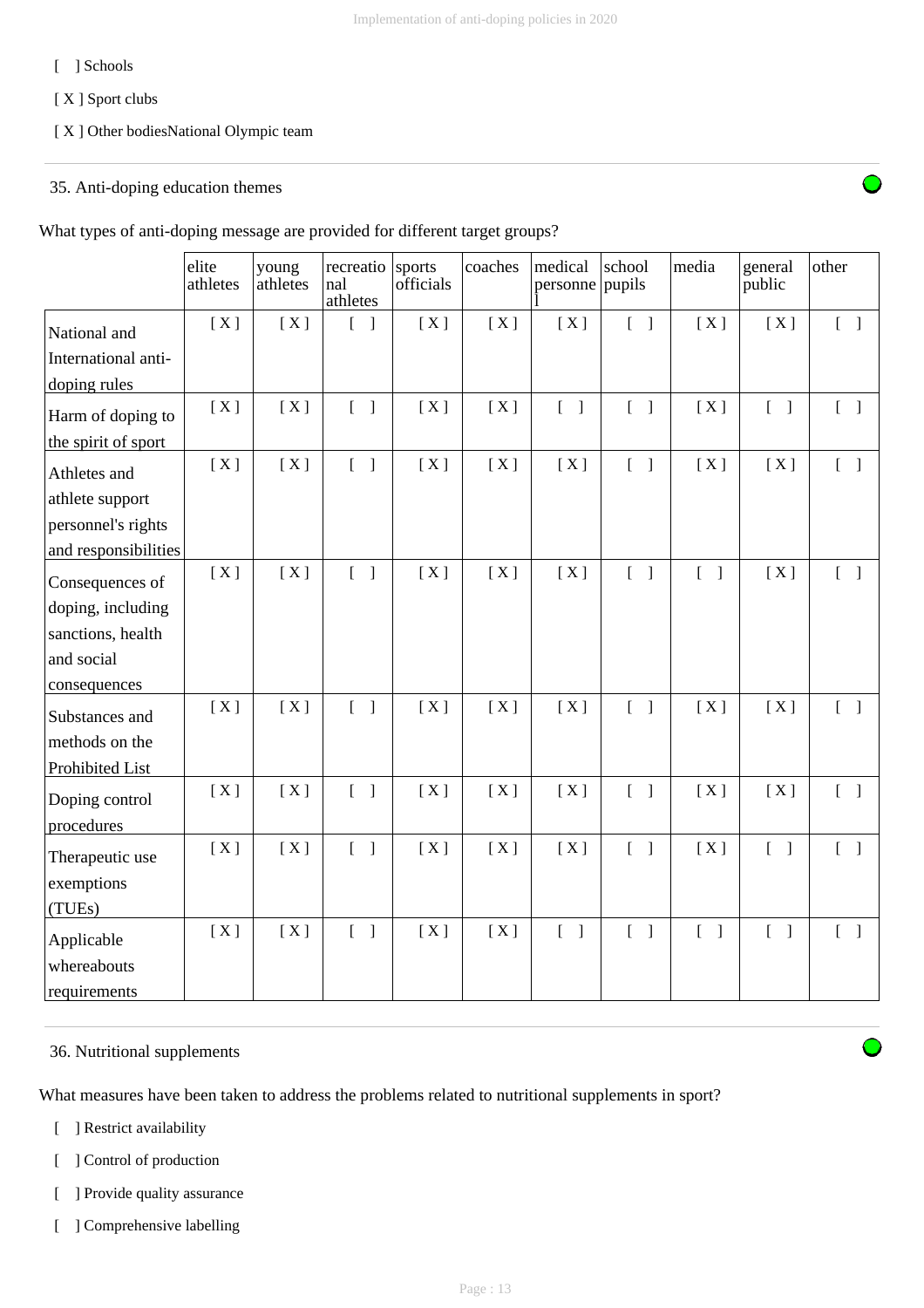[ ] Schools

[ X ] Sport clubs

[ X ] Other bodiesNational Olympic team

35. Anti-doping education themes

What types of anti-doping message are provided for different target groups?

| | elite athletes | young athletes | recreational athletes | sports officials | coaches | medical personnel | school pupils | media | general public | other |
|---|---|---|---|---|---|---|---|---|---|---|
| National and International anti-doping rules | [ X ] | [ X ] | [ ] | [ X ] | [ X ] | [ X ] | [ ] | [ X ] | [ X ] | [ ] |
| Harm of doping to the spirit of sport | [ X ] | [ X ] | [ ] | [ X ] | [ X ] | [ ] | [ ] | [ X ] | [ ] | [ ] |
| Athletes and athlete support personnel's rights and responsibilities | [ X ] | [ X ] | [ ] | [ X ] | [ X ] | [ X ] | [ ] | [ X ] | [ X ] | [ ] |
| Consequences of doping, including sanctions, health and social consequences | [ X ] | [ X ] | [ ] | [ X ] | [ X ] | [ X ] | [ ] | [ ] | [ X ] | [ ] |
| Substances and methods on the Prohibited List | [ X ] | [ X ] | [ ] | [ X ] | [ X ] | [ X ] | [ ] | [ X ] | [ X ] | [ ] |
| Doping control procedures | [ X ] | [ X ] | [ ] | [ X ] | [ X ] | [ X ] | [ ] | [ X ] | [ X ] | [ ] |
| Therapeutic use exemptions (TUEs) | [ X ] | [ X ] | [ ] | [ X ] | [ X ] | [ X ] | [ ] | [ X ] | [ ] | [ ] |
| Applicable whereabouts requirements | [ X ] | [ X ] | [ ] | [ X ] | [ X ] | [ ] | [ ] | [ ] | [ ] | [ ] |

36. Nutritional supplements

What measures have been taken to address the problems related to nutritional supplements in sport?

[ ] Restrict availability

[ ] Control of production

[ ] Provide quality assurance

[ ] Comprehensive labelling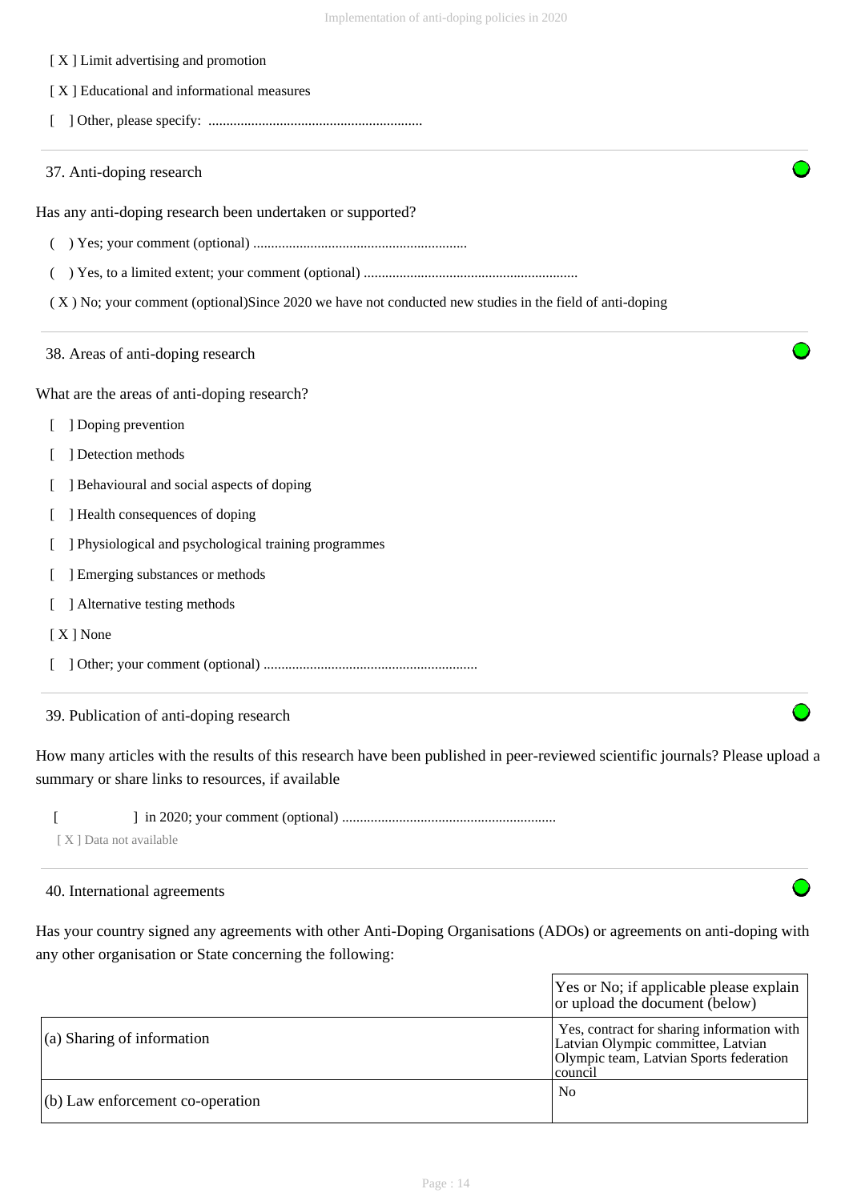[ X ] Limit advertising and promotion

[ X ] Educational and informational measures

[ ] Other, please specify: ............................................................

### 37. Anti-doping research

Has any anti-doping research been undertaken or supported?

( ) Yes; your comment (optional) ............................................................

( ) Yes, to a limited extent; your comment (optional) ............................................................

( X ) No; your comment (optional)Since 2020 we have not conducted new studies in the field of anti-doping

### 38. Areas of anti-doping research

What are the areas of anti-doping research?

[ ] Doping prevention

[ ] Detection methods

[ ] Behavioural and social aspects of doping

[ ] Health consequences of doping

[ ] Physiological and psychological training programmes

[ ] Emerging substances or methods

[ ] Alternative testing methods

[ X ] None

[ ] Other; your comment (optional) ............................................................

### 39. Publication of anti-doping research

How many articles with the results of this research have been published in peer-reviewed scientific journals? Please upload a summary or share links to resources, if available

[ ] in 2020; your comment (optional) ............................................................

[ X ] Data not available

### 40. International agreements

Has your country signed any agreements with other Anti-Doping Organisations (ADOs) or agreements on anti-doping with any other organisation or State concerning the following:

| | Yes or No; if applicable please explain or upload the document (below) |
|---|---|
| (a) Sharing of information | Yes, contract for sharing information with Latvian Olympic committee, Latvian Olympic team, Latvian Sports federation council |
| (b) Law enforcement co-operation | No |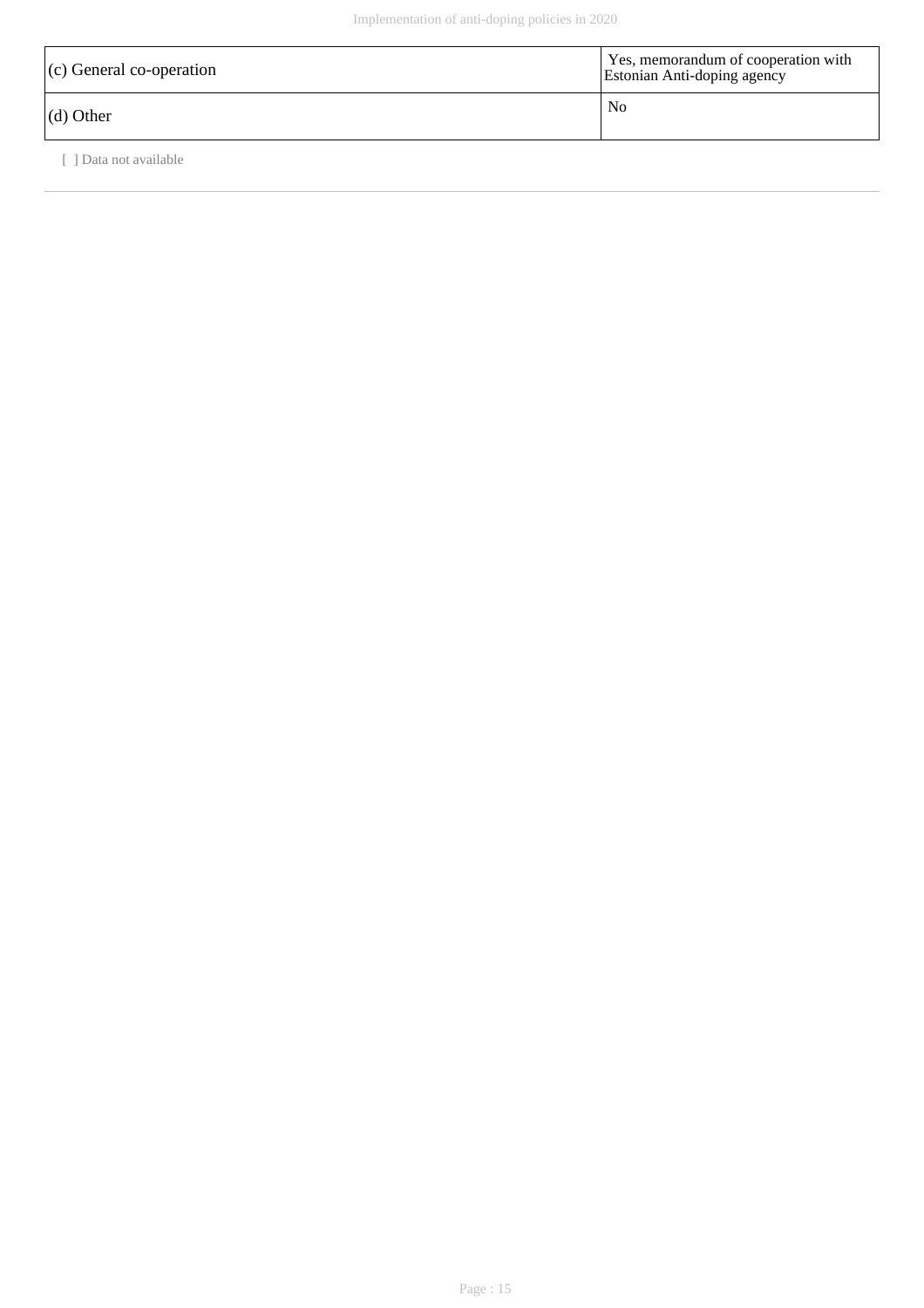| | |
|---|---|
| (c) General co-operation | Yes, memorandum of cooperation with Estonian Anti-doping agency |
| (d) Other | No |

[ ] Data not available